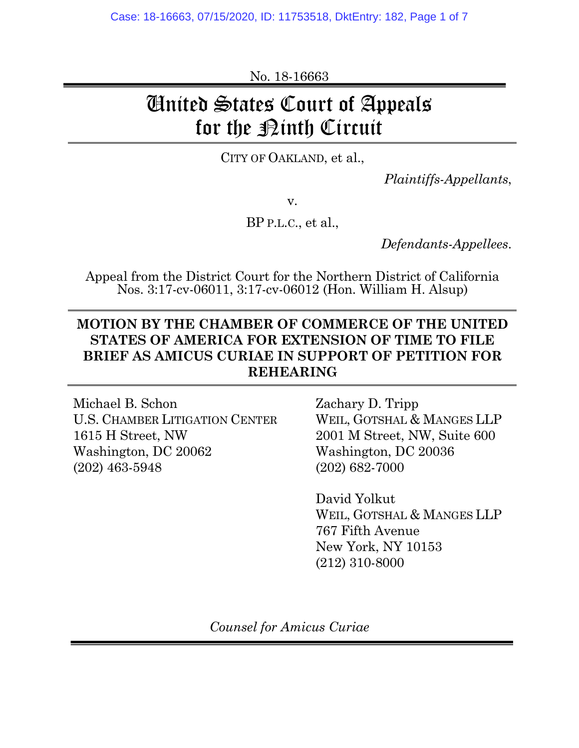No. 18-16663

# United States Court of Appeals for the Ninth Circuit

CITY OF OAKLAND, et al.,

*Plaintiffs-Appellants*,

v.

BP P.L.C., et al.,

*Defendants-Appellees*.

Appeal from the District Court for the Northern District of California
Nos. 3:17-cv-06011, 3:17-cv-06012 (Hon. William H. Alsup)

**MOTION BY THE CHAMBER OF COMMERCE OF THE UNITED STATES OF AMERICA FOR EXTENSION OF TIME TO FILE BRIEF AS AMICUS CURIAE IN SUPPORT OF PETITION FOR REHEARING**

Michael B. Schon
U.S. CHAMBER LITIGATION CENTER
1615 H Street, NW
Washington, DC 20062
(202) 463-5948

Zachary D. Tripp
WEIL, GOTSHAL & MANGES LLP
2001 M Street, NW, Suite 600
Washington, DC 20036
(202) 682-7000

David Yolkut
WEIL, GOTSHAL & MANGES LLP
767 Fifth Avenue
New York, NY 10153
(212) 310-8000

*Counsel for Amicus Curiae*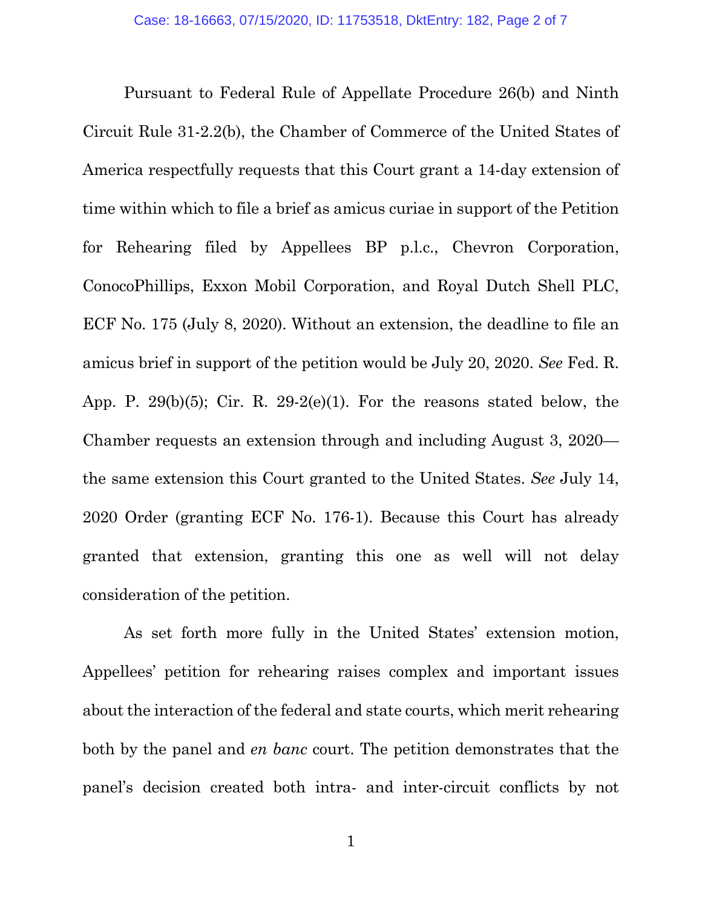Pursuant to Federal Rule of Appellate Procedure 26(b) and Ninth Circuit Rule 31-2.2(b), the Chamber of Commerce of the United States of America respectfully requests that this Court grant a 14-day extension of time within which to file a brief as amicus curiae in support of the Petition for Rehearing filed by Appellees BP p.l.c., Chevron Corporation, ConocoPhillips, Exxon Mobil Corporation, and Royal Dutch Shell PLC, ECF No. 175 (July 8, 2020). Without an extension, the deadline to file an amicus brief in support of the petition would be July 20, 2020. *See* Fed. R. App. P. 29(b)(5); Cir. R. 29-2(e)(1). For the reasons stated below, the Chamber requests an extension through and including August 3, 2020—the same extension this Court granted to the United States. *See* July 14, 2020 Order (granting ECF No. 176-1). Because this Court has already granted that extension, granting this one as well will not delay consideration of the petition.

As set forth more fully in the United States' extension motion, Appellees' petition for rehearing raises complex and important issues about the interaction of the federal and state courts, which merit rehearing both by the panel and *en banc* court. The petition demonstrates that the panel's decision created both intra- and inter-circuit conflicts by not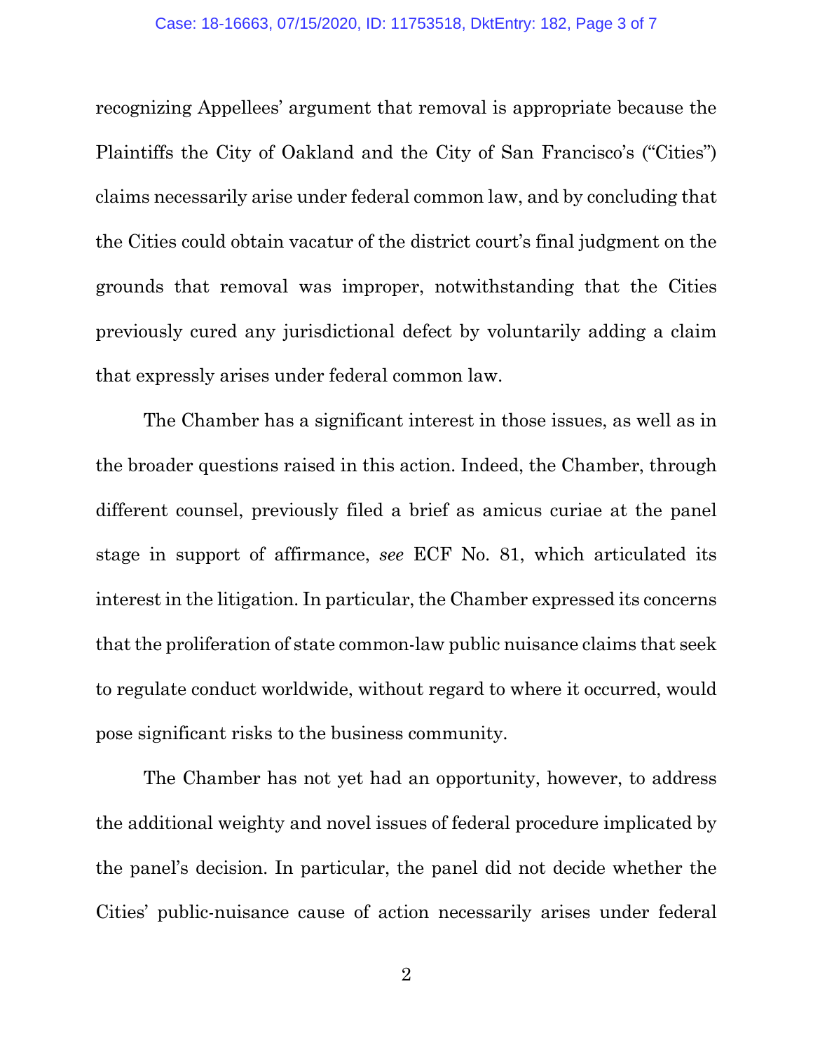recognizing Appellees' argument that removal is appropriate because the Plaintiffs the City of Oakland and the City of San Francisco's ("Cities") claims necessarily arise under federal common law, and by concluding that the Cities could obtain vacatur of the district court's final judgment on the grounds that removal was improper, notwithstanding that the Cities previously cured any jurisdictional defect by voluntarily adding a claim that expressly arises under federal common law.

The Chamber has a significant interest in those issues, as well as in the broader questions raised in this action. Indeed, the Chamber, through different counsel, previously filed a brief as amicus curiae at the panel stage in support of affirmance, *see* ECF No. 81, which articulated its interest in the litigation. In particular, the Chamber expressed its concerns that the proliferation of state common-law public nuisance claims that seek to regulate conduct worldwide, without regard to where it occurred, would pose significant risks to the business community.

The Chamber has not yet had an opportunity, however, to address the additional weighty and novel issues of federal procedure implicated by the panel's decision. In particular, the panel did not decide whether the Cities' public-nuisance cause of action necessarily arises under federal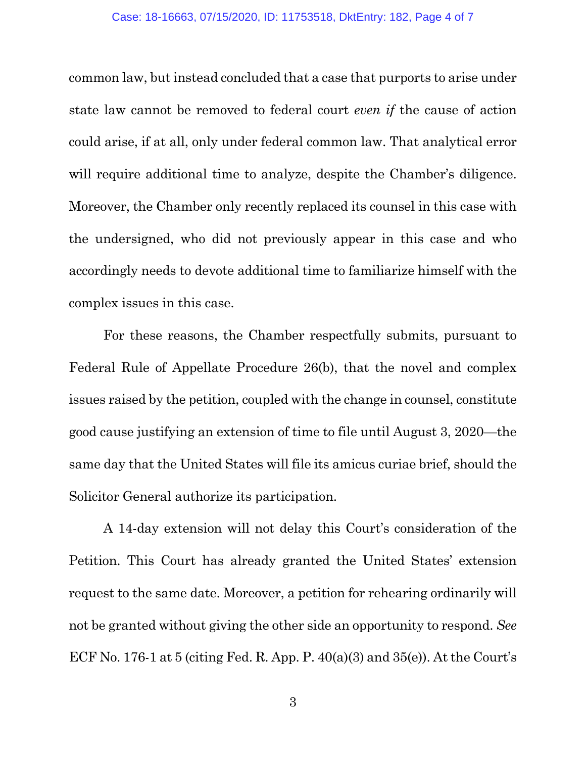common law, but instead concluded that a case that purports to arise under state law cannot be removed to federal court *even if* the cause of action could arise, if at all, only under federal common law. That analytical error will require additional time to analyze, despite the Chamber's diligence. Moreover, the Chamber only recently replaced its counsel in this case with the undersigned, who did not previously appear in this case and who accordingly needs to devote additional time to familiarize himself with the complex issues in this case.

For these reasons, the Chamber respectfully submits, pursuant to Federal Rule of Appellate Procedure 26(b), that the novel and complex issues raised by the petition, coupled with the change in counsel, constitute good cause justifying an extension of time to file until August 3, 2020—the same day that the United States will file its amicus curiae brief, should the Solicitor General authorize its participation.

A 14-day extension will not delay this Court's consideration of the Petition. This Court has already granted the United States' extension request to the same date. Moreover, a petition for rehearing ordinarily will not be granted without giving the other side an opportunity to respond. *See* ECF No. 176-1 at 5 (citing Fed. R. App. P. 40(a)(3) and 35(e)). At the Court's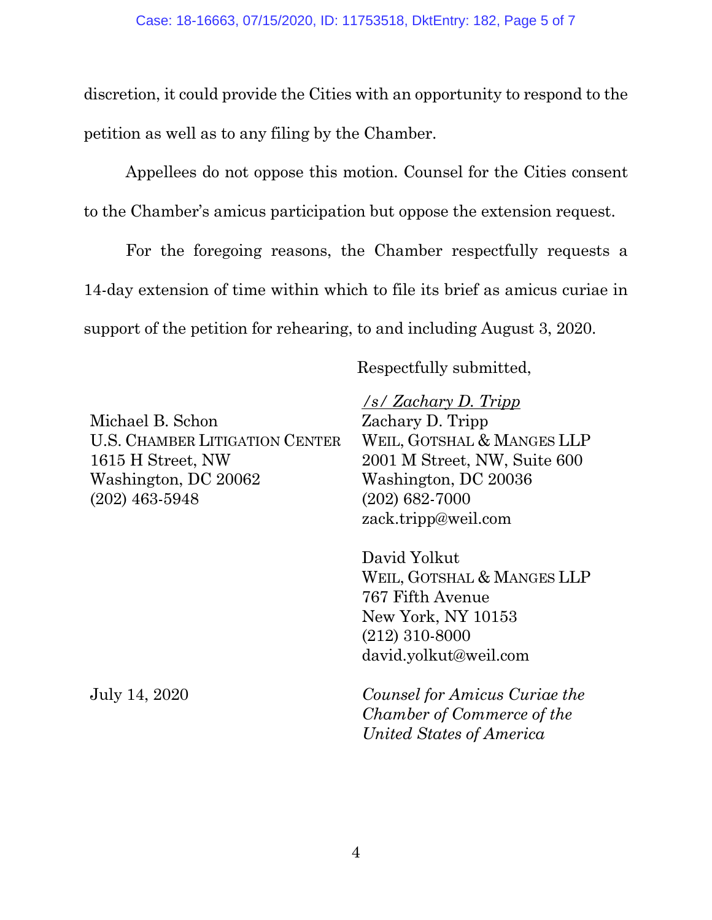discretion, it could provide the Cities with an opportunity to respond to the petition as well as to any filing by the Chamber.

Appellees do not oppose this motion. Counsel for the Cities consent to the Chamber's amicus participation but oppose the extension request.

For the foregoing reasons, the Chamber respectfully requests a 14-day extension of time within which to file its brief as amicus curiae in support of the petition for rehearing, to and including August 3, 2020.

Respectfully submitted,

*/s/ Zachary D. Tripp*
Zachary D. Tripp
WEIL, GOTSHAL & MANGES LLP
2001 M Street, NW, Suite 600
Washington, DC 20036
(202) 682-7000
zack.tripp@weil.com

David Yolkut
WEIL, GOTSHAL & MANGES LLP
767 Fifth Avenue
New York, NY 10153
(212) 310-8000
david.yolkut@weil.com

*Counsel for Amicus Curiae the Chamber of Commerce of the United States of America*

Michael B. Schon
U.S. CHAMBER LITIGATION CENTER
1615 H Street, NW
Washington, DC 20062
(202) 463-5948

July 14, 2020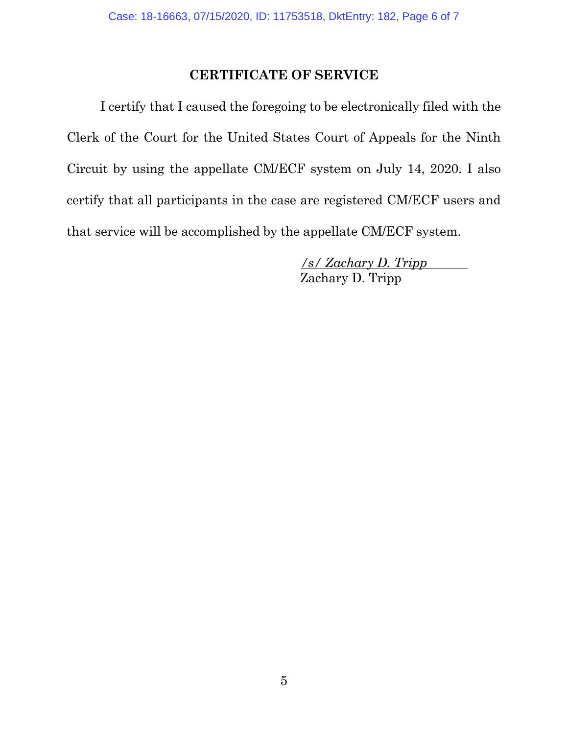## CERTIFICATE OF SERVICE

I certify that I caused the foregoing to be electronically filed with the Clerk of the Court for the United States Court of Appeals for the Ninth Circuit by using the appellate CM/ECF system on July 14, 2020. I also certify that all participants in the case are registered CM/ECF users and that service will be accomplished by the appellate CM/ECF system.

*/s/ Zachary D. Tripp*
Zachary D. Tripp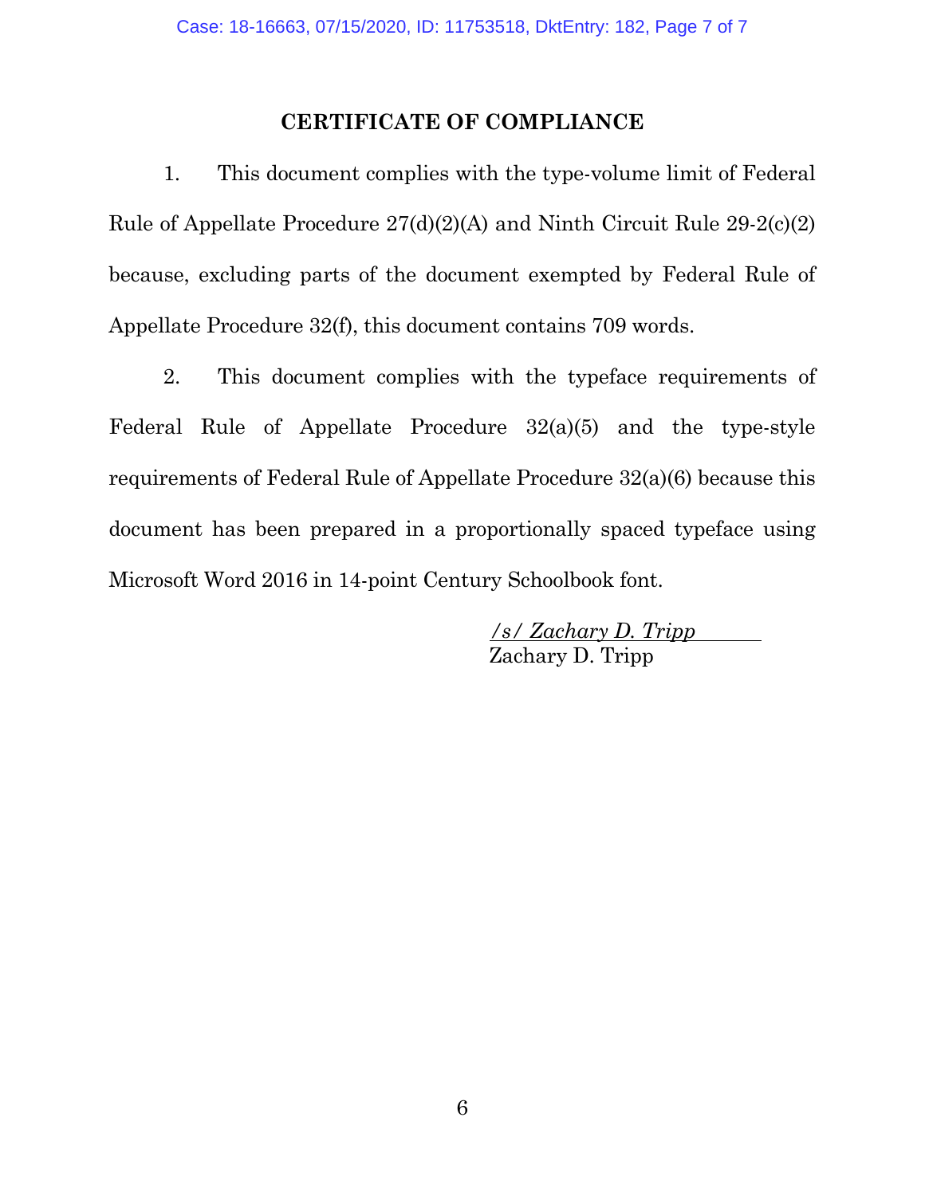## CERTIFICATE OF COMPLIANCE

1. This document complies with the type-volume limit of Federal Rule of Appellate Procedure 27(d)(2)(A) and Ninth Circuit Rule 29-2(c)(2) because, excluding parts of the document exempted by Federal Rule of Appellate Procedure 32(f), this document contains 709 words.

2. This document complies with the typeface requirements of Federal Rule of Appellate Procedure 32(a)(5) and the type-style requirements of Federal Rule of Appellate Procedure 32(a)(6) because this document has been prepared in a proportionally spaced typeface using Microsoft Word 2016 in 14-point Century Schoolbook font.

*/s/ Zachary D. Tripp*
Zachary D. Tripp